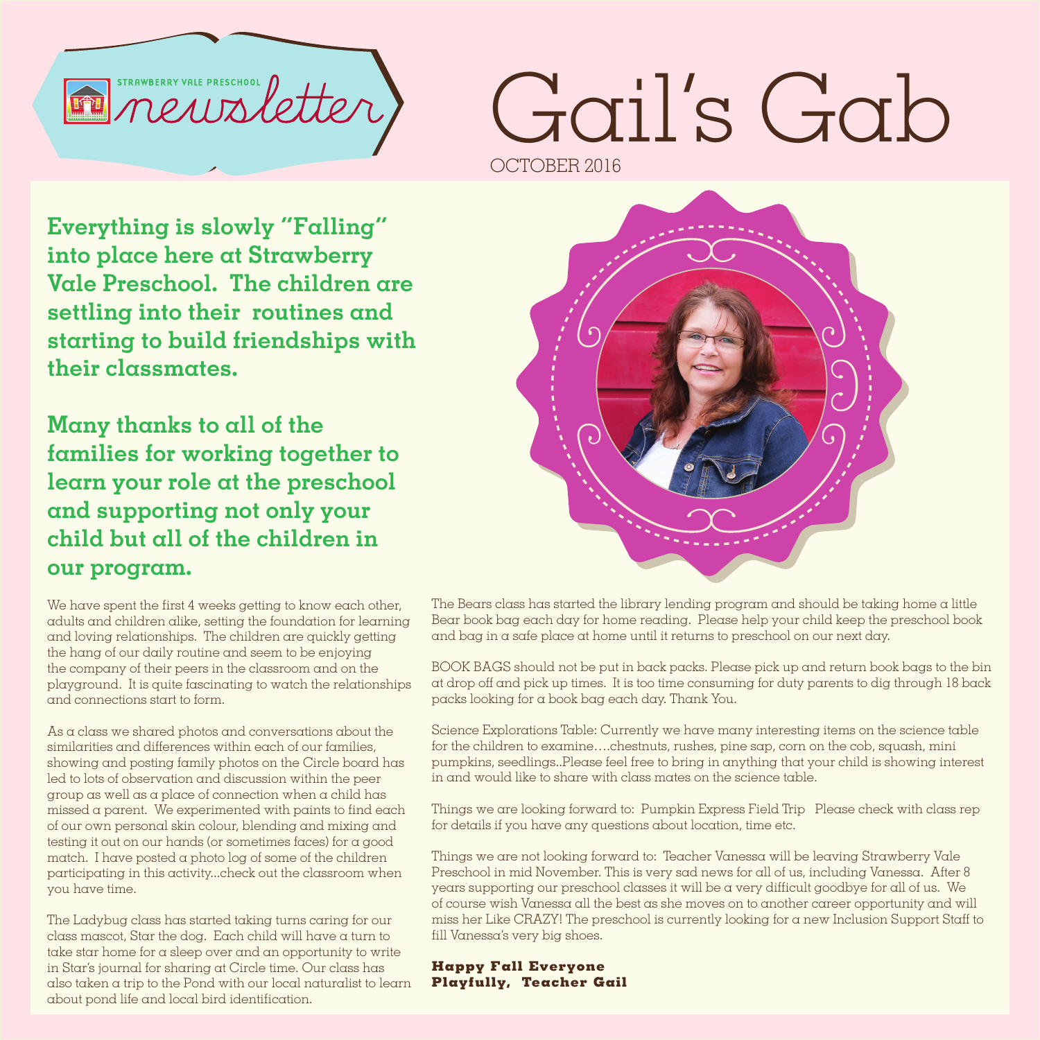STRAWBERRY VALE PRESCHOOL newsletter

# Gail's Gab

OCTOBER 2016

**Everything is slowly "Falling" into place here at Strawberry Vale Preschool. The children are settling into their routines and starting to build friendships with their classmates.**

**Many thanks to all of the families for working together to learn your role at the preschool and supporting not only your child but all of the children in our program.**

We have spent the first 4 weeks getting to know each other, adults and children alike, setting the foundation for learning and loving relationships. The children are quickly getting the hang of our daily routine and seem to be enjoying the company of their peers in the classroom and on the playground. It is quite fascinating to watch the relationships and connections start to form.

As a class we shared photos and conversations about the similarities and differences within each of our families, showing and posting family photos on the Circle board has led to lots of observation and discussion within the peer group as well as a place of connection when a child has missed a parent. We experimented with paints to find each of our own personal skin colour, blending and mixing and testing it out on our hands (or sometimes faces) for a good match. I have posted a photo log of some of the children participating in this activity...check out the classroom when you have time.

The Ladybug class has started taking turns caring for our class mascot, Star the dog. Each child will have a turn to take star home for a sleep over and an opportunity to write in Star's journal for sharing at Circle time. Our class has also taken a trip to the Pond with our local naturalist to learn about pond life and local bird identification.

The Bears class has started the library lending program and should be taking home a little Bear book bag each day for home reading. Please help your child keep the preschool book and bag in a safe place at home until it returns to preschool on our next day.

BOOK BAGS should not be put in back packs. Please pick up and return book bags to the bin at drop off and pick up times. It is too time consuming for duty parents to dig through 18 back packs looking for a book bag each day. Thank You.

Science Explorations Table: Currently we have many interesting items on the science table for the children to examine….chestnuts, rushes, pine sap, corn on the cob, squash, mini pumpkins, seedlings..Please feel free to bring in anything that your child is showing interest in and would like to share with class mates on the science table.

Things we are looking forward to: Pumpkin Express Field Trip Please check with class rep for details if you have any questions about location, time etc.

Things we are not looking forward to: Teacher Vanessa will be leaving Strawberry Vale Preschool in mid November. This is very sad news for all of us, including Vanessa. After 8 years supporting our preschool classes it will be a very difficult goodbye for all of us. We of course wish Vanessa all the best as she moves on to another career opportunity and will miss her Like CRAZY! The preschool is currently looking for a new Inclusion Support Staff to fill Vanessa's very big shoes.

**Happy Fall Everyone**
**Playfully, Teacher Gail**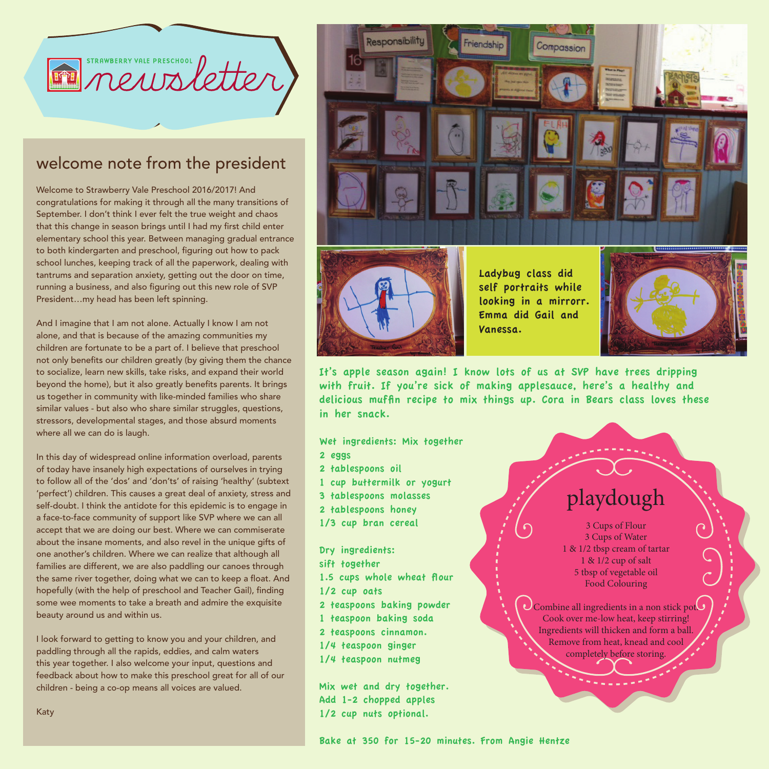STRAWBERRY VALE PRESCHOOL newsletter

## welcome note from the president

Welcome to Strawberry Vale Preschool 2016/2017! And congratulations for making it through all the many transitions of September. I don't think I ever felt the true weight and chaos that this change in season brings until I had my first child enter elementary school this year. Between managing gradual entrance to both kindergarten and preschool, figuring out how to pack school lunches, keeping track of all the paperwork, dealing with tantrums and separation anxiety, getting out the door on time, running a business, and also figuring out this new role of SVP President…my head has been left spinning.

And I imagine that I am not alone. Actually I know I am not alone, and that is because of the amazing communities my children are fortunate to be a part of. I believe that preschool not only benefits our children greatly (by giving them the chance to socialize, learn new skills, take risks, and expand their world beyond the home), but it also greatly benefits parents. It brings us together in community with like-minded families who share similar values - but also who share similar struggles, questions, stressors, developmental stages, and those absurd moments where all we can do is laugh.

In this day of widespread online information overload, parents of today have insanely high expectations of ourselves in trying to follow all of the 'dos' and 'don'ts' of raising 'healthy' (subtext 'perfect') children. This causes a great deal of anxiety, stress and self-doubt. I think the antidote for this epidemic is to engage in a face-to-face community of support like SVP where we can all accept that we are doing our best. Where we can commiserate about the insane moments, and also revel in the unique gifts of one another's children. Where we can realize that although all families are different, we are also paddling our canoes through the same river together, doing what we can to keep a float. And hopefully (with the help of preschool and Teacher Gail), finding some wee moments to take a breath and admire the exquisite beauty around us and within us.

I look forward to getting to know you and your children, and paddling through all the rapids, eddies, and calm waters this year together. I also welcome your input, questions and feedback about how to make this preschool great for all of our children - being a co-op means all voices are valued.

Katy

Ladybug class did self portraits while looking in a mirrorr. Emma did Gail and Vanessa.

It's apple season again! I know lots of us at SVP have trees dripping with fruit. If you're sick of making applesauce, here's a healthy and delicious muffin recipe to mix things up. Cora in Bears class loves these in her snack.

Wet ingredients: Mix together
2 eggs
2 tablespoons oil
1 cup buttermilk or yogurt
3 tablespoons molasses
2 tablespoons honey
1/3 cup bran cereal

Dry ingredients:
sift together
1.5 cups whole wheat flour
1/2 cup oats
2 teaspoons baking powder
1 teaspoon baking soda
2 teaspoons cinnamon.
1/4 teaspoon ginger
1/4 teaspoon nutmeg

Mix wet and dry together.
Add 1-2 chopped apples
1/2 cup nuts optional.

Bake at 350 for 15-20 minutes. From Angie Hentze

## playdough

3 Cups of Flour
3 Cups of Water
1 & 1/2 tbsp cream of tartar
1 & 1/2 cup of salt
5 tbsp of vegetable oil
Food Colouring

Combine all ingredients in a non stick pot. Cook over me-low heat, keep stirring! Ingredients will thicken and form a ball. Remove from heat, knead and cool completely before storing.